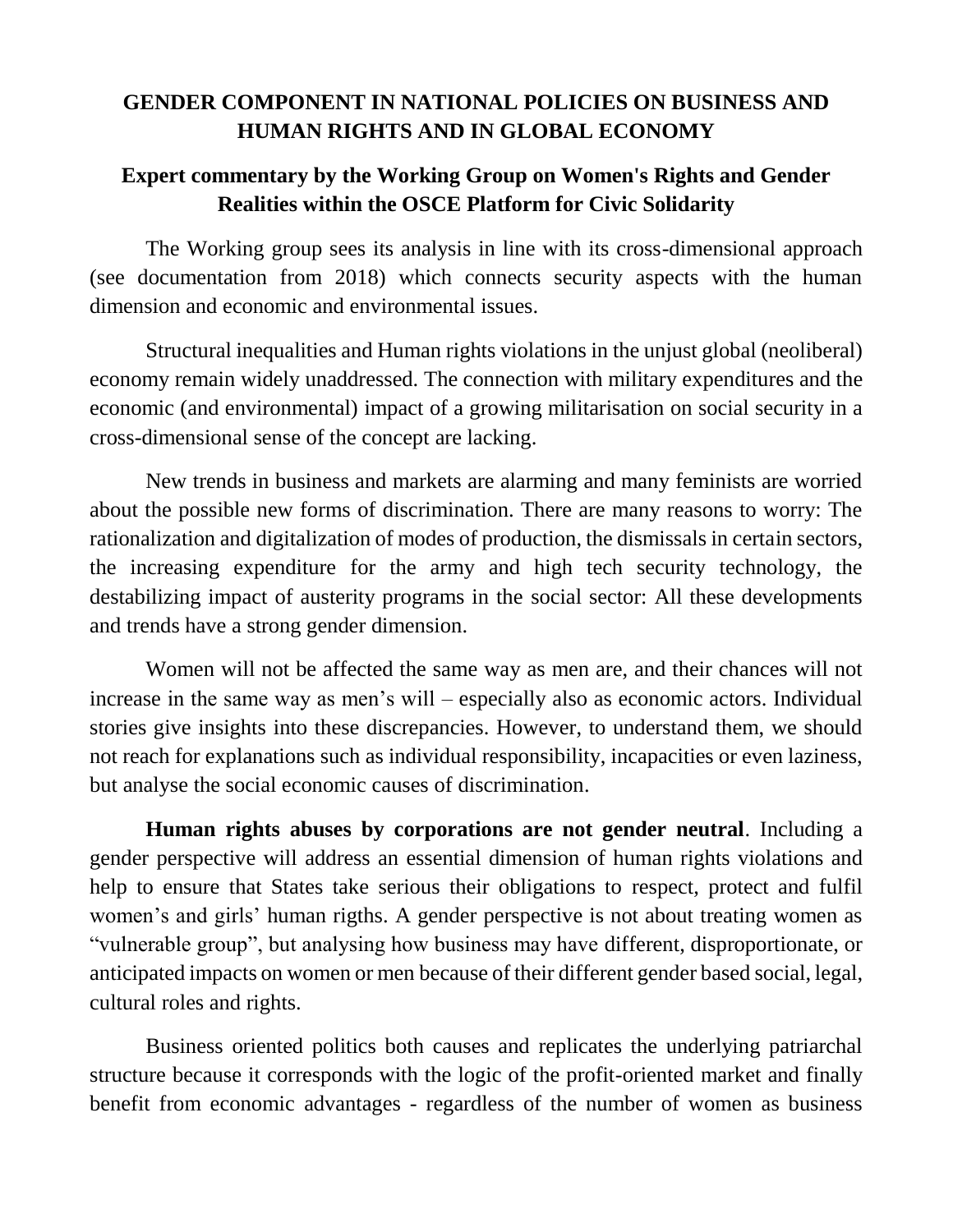# GENDER COMPONENT IN NATIONAL POLICIES ON BUSINESS AND HUMAN RIGHTS AND IN GLOBAL ECONOMY

## Expert commentary by the Working Group on Women's Rights and Gender Realities within the OSCE Platform for Civic Solidarity

The Working group sees its analysis in line with its cross-dimensional approach (see documentation from 2018) which connects security aspects with the human dimension and economic and environmental issues.

Structural inequalities and Human rights violations in the unjust global (neoliberal) economy remain widely unaddressed. The connection with military expenditures and the economic (and environmental) impact of a growing militarisation on social security in a cross-dimensional sense of the concept are lacking.

New trends in business and markets are alarming and many feminists are worried about the possible new forms of discrimination. There are many reasons to worry: The rationalization and digitalization of modes of production, the dismissals in certain sectors, the increasing expenditure for the army and high tech security technology, the destabilizing impact of austerity programs in the social sector: All these developments and trends have a strong gender dimension.

Women will not be affected the same way as men are, and their chances will not increase in the same way as men's will – especially also as economic actors. Individual stories give insights into these discrepancies. However, to understand them, we should not reach for explanations such as individual responsibility, incapacities or even laziness, but analyse the social economic causes of discrimination.

**Human rights abuses by corporations are not gender neutral**. Including a gender perspective will address an essential dimension of human rights violations and help to ensure that States take serious their obligations to respect, protect and fulfil women's and girls' human rigths. A gender perspective is not about treating women as "vulnerable group", but analysing how business may have different, disproportionate, or anticipated impacts on women or men because of their different gender based social, legal, cultural roles and rights.

Business oriented politics both causes and replicates the underlying patriarchal structure because it corresponds with the logic of the profit-oriented market and finally benefit from economic advantages - regardless of the number of women as business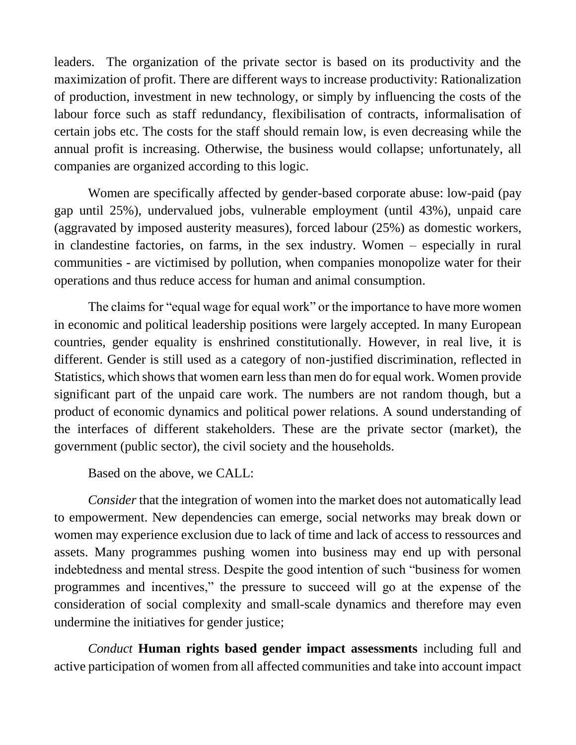leaders. The organization of the private sector is based on its productivity and the maximization of profit. There are different ways to increase productivity: Rationalization of production, investment in new technology, or simply by influencing the costs of the labour force such as staff redundancy, flexibilisation of contracts, informalisation of certain jobs etc. The costs for the staff should remain low, is even decreasing while the annual profit is increasing. Otherwise, the business would collapse; unfortunately, all companies are organized according to this logic.

Women are specifically affected by gender-based corporate abuse: low-paid (pay gap until 25%), undervalued jobs, vulnerable employment (until 43%), unpaid care (aggravated by imposed austerity measures), forced labour (25%) as domestic workers, in clandestine factories, on farms, in the sex industry. Women – especially in rural communities - are victimised by pollution, when companies monopolize water for their operations and thus reduce access for human and animal consumption.

The claims for "equal wage for equal work" or the importance to have more women in economic and political leadership positions were largely accepted. In many European countries, gender equality is enshrined constitutionally. However, in real live, it is different. Gender is still used as a category of non-justified discrimination, reflected in Statistics, which shows that women earn less than men do for equal work. Women provide significant part of the unpaid care work. The numbers are not random though, but a product of economic dynamics and political power relations. A sound understanding of the interfaces of different stakeholders. These are the private sector (market), the government (public sector), the civil society and the households.

Based on the above, we CALL:

*Consider* that the integration of women into the market does not automatically lead to empowerment. New dependencies can emerge, social networks may break down or women may experience exclusion due to lack of time and lack of access to ressources and assets. Many programmes pushing women into business may end up with personal indebtedness and mental stress. Despite the good intention of such "business for women programmes and incentives," the pressure to succeed will go at the expense of the consideration of social complexity and small-scale dynamics and therefore may even undermine the initiatives for gender justice;

*Conduct* **Human rights based gender impact assessments** including full and active participation of women from all affected communities and take into account impact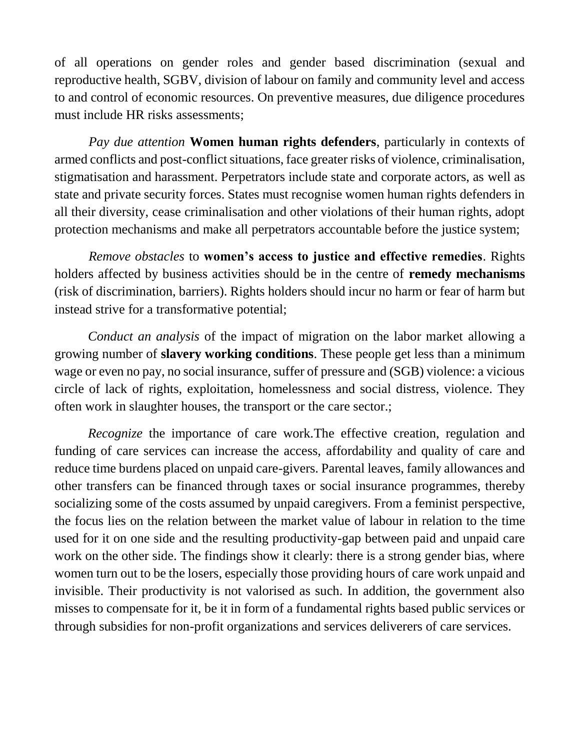of all operations on gender roles and gender based discrimination (sexual and reproductive health, SGBV, division of labour on family and community level and access to and control of economic resources. On preventive measures, due diligence procedures must include HR risks assessments;

*Pay due attention* **Women human rights defenders**, particularly in contexts of armed conflicts and post-conflict situations, face greater risks of violence, criminalisation, stigmatisation and harassment. Perpetrators include state and corporate actors, as well as state and private security forces. States must recognise women human rights defenders in all their diversity, cease criminalisation and other violations of their human rights, adopt protection mechanisms and make all perpetrators accountable before the justice system;

*Remove obstacles* to **women's access to justice and effective remedies**. Rights holders affected by business activities should be in the centre of **remedy mechanisms** (risk of discrimination, barriers). Rights holders should incur no harm or fear of harm but instead strive for a transformative potential;

*Conduct an analysis* of the impact of migration on the labor market allowing a growing number of **slavery working conditions**. These people get less than a minimum wage or even no pay, no social insurance, suffer of pressure and (SGB) violence: a vicious circle of lack of rights, exploitation, homelessness and social distress, violence. They often work in slaughter houses, the transport or the care sector.;

*Recognize* the importance of care work.The effective creation, regulation and funding of care services can increase the access, affordability and quality of care and reduce time burdens placed on unpaid care-givers. Parental leaves, family allowances and other transfers can be financed through taxes or social insurance programmes, thereby socializing some of the costs assumed by unpaid caregivers. From a feminist perspective, the focus lies on the relation between the market value of labour in relation to the time used for it on one side and the resulting productivity-gap between paid and unpaid care work on the other side. The findings show it clearly: there is a strong gender bias, where women turn out to be the losers, especially those providing hours of care work unpaid and invisible. Their productivity is not valorised as such. In addition, the government also misses to compensate for it, be it in form of a fundamental rights based public services or through subsidies for non-profit organizations and services deliverers of care services.